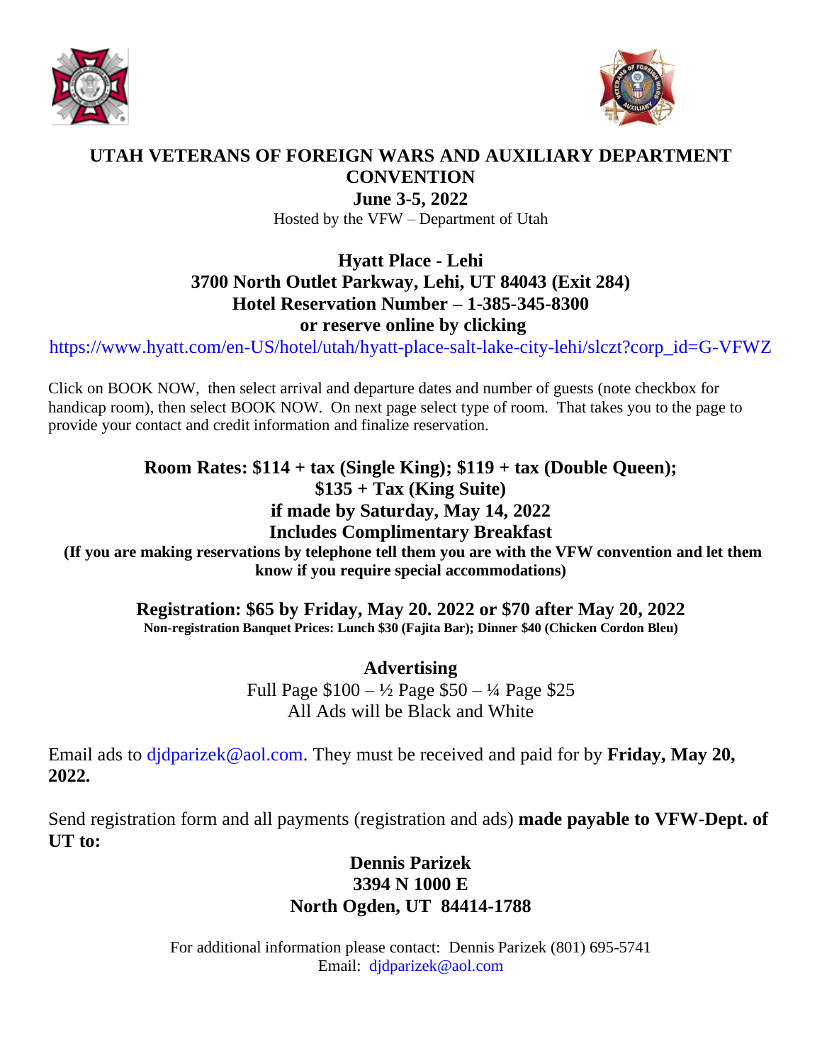# UTAH VETERANS OF FOREIGN WARS AND AUXILIARY DEPARTMENT CONVENTION

**June 3-5, 2022**

Hosted by the VFW – Department of Utah

**Hyatt Place - Lehi**
**3700 North Outlet Parkway, Lehi, UT 84043 (Exit 284)**
**Hotel Reservation Number – 1-385-345-8300**
**or reserve online by clicking**

https://www.hyatt.com/en-US/hotel/utah/hyatt-place-salt-lake-city-lehi/slczt?corp_id=G-VFWZ

Click on BOOK NOW, then select arrival and departure dates and number of guests (note checkbox for handicap room), then select BOOK NOW. On next page select type of room. That takes you to the page to provide your contact and credit information and finalize reservation.

**Room Rates: $114 + tax (Single King); $119 + tax (Double Queen); $135 + Tax (King Suite)**
**if made by Saturday, May 14, 2022**
**Includes Complimentary Breakfast**
**(If you are making reservations by telephone tell them you are with the VFW convention and let them know if you require special accommodations)**

**Registration: $65 by Friday, May 20. 2022 or $70 after May 20, 2022**
**Non-registration Banquet Prices: Lunch $30 (Fajita Bar); Dinner $40 (Chicken Cordon Bleu)**

**Advertising**

Full Page $100 – ½ Page $50 – ¼ Page $25
All Ads will be Black and White

Email ads to djdparizek@aol.com. They must be received and paid for by **Friday, May 20, 2022.**

Send registration form and all payments (registration and ads) **made payable to VFW-Dept. of UT to:**

**Dennis Parizek**
**3394 N 1000 E**
**North Ogden, UT 84414-1788**

For additional information please contact: Dennis Parizek (801) 695-5741
Email: djdparizek@aol.com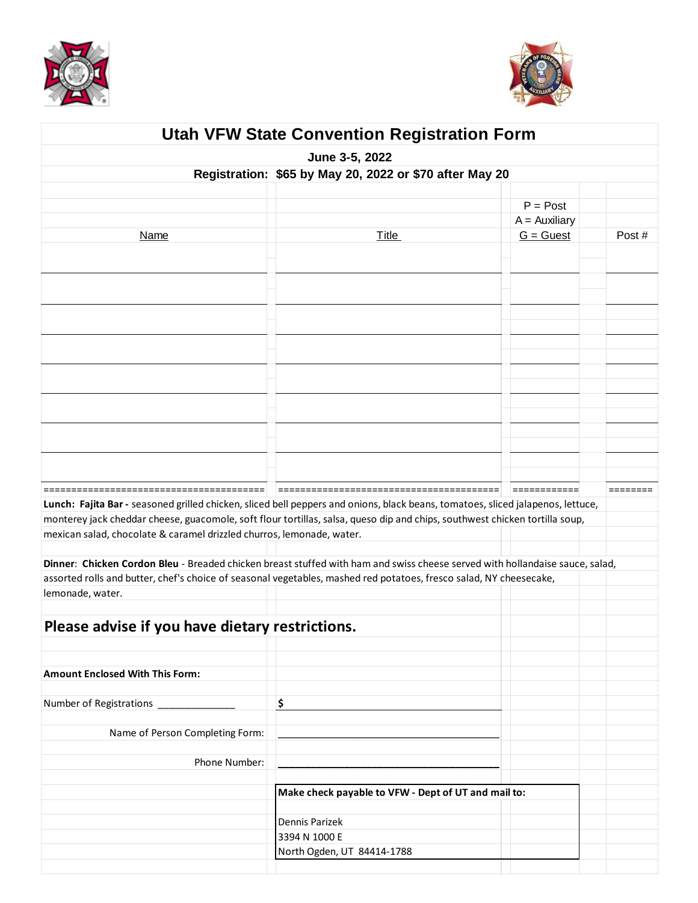# Utah VFW State Convention Registration Form

**June 3-5, 2022**

**Registration: $65 by May 20, 2022 or $70 after May 20**

| Name | Title | P = Post<br>A = Auxiliary<br>G = Guest | Post # |
|---|---|---|---|
| | | | |
| | | | |
| | | | |
| | | | |
| | | | |
| | | | |
| | | | |
| | | | |

**Lunch: Fajita Bar -** seasoned grilled chicken, sliced bell peppers and onions, black beans, tomatoes, sliced jalapenos, lettuce, monterey jack cheddar cheese, guacomole, soft flour tortillas, salsa, queso dip and chips, southwest chicken tortilla soup, mexican salad, chocolate & caramel drizzled churros, lemonade, water.

**Dinner**: **Chicken Cordon Bleu** - Breaded chicken breast stuffed with ham and swiss cheese served with hollandaise sauce, salad, assorted rolls and butter, chef's choice of seasonal vegetables, mashed red potatoes, fresco salad, NY cheesecake, lemonade, water.

## Please advise if you have dietary restrictions.

**Amount Enclosed With This Form:**

Number of Registrations ______________ $ ________________________

Name of Person Completing Form: ________________________

Phone Number: ________________________

**Make check payable to VFW - Dept of UT and mail to:**

Dennis Parizek
3394 N 1000 E
North Ogden, UT 84414-1788